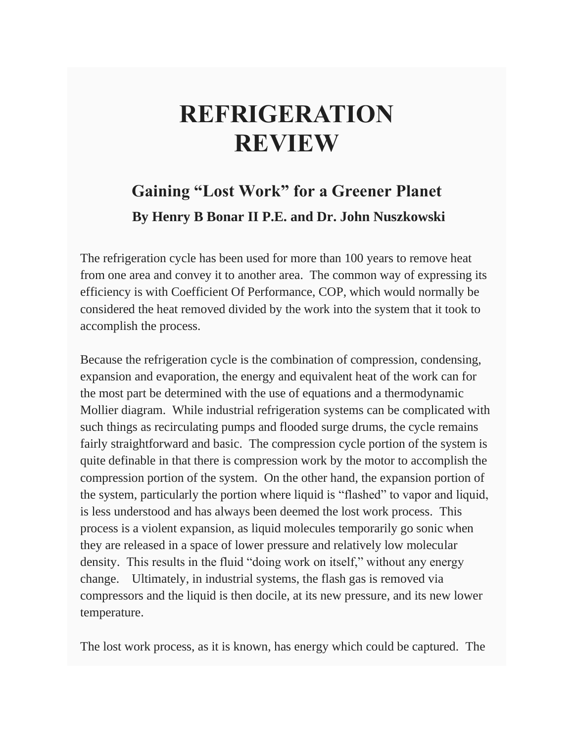# REFRIGERATION REVIEW

## Gaining "Lost Work" for a Greener Planet

### By Henry B Bonar II P.E. and Dr. John Nuszkowski

The refrigeration cycle has been used for more than 100 years to remove heat from one area and convey it to another area. The common way of expressing its efficiency is with Coefficient Of Performance, COP, which would normally be considered the heat removed divided by the work into the system that it took to accomplish the process.

Because the refrigeration cycle is the combination of compression, condensing, expansion and evaporation, the energy and equivalent heat of the work can for the most part be determined with the use of equations and a thermodynamic Mollier diagram. While industrial refrigeration systems can be complicated with such things as recirculating pumps and flooded surge drums, the cycle remains fairly straightforward and basic. The compression cycle portion of the system is quite definable in that there is compression work by the motor to accomplish the compression portion of the system. On the other hand, the expansion portion of the system, particularly the portion where liquid is "flashed" to vapor and liquid, is less understood and has always been deemed the lost work process. This process is a violent expansion, as liquid molecules temporarily go sonic when they are released in a space of lower pressure and relatively low molecular density. This results in the fluid "doing work on itself," without any energy change. Ultimately, in industrial systems, the flash gas is removed via compressors and the liquid is then docile, at its new pressure, and its new lower temperature.

The lost work process, as it is known, has energy which could be captured. The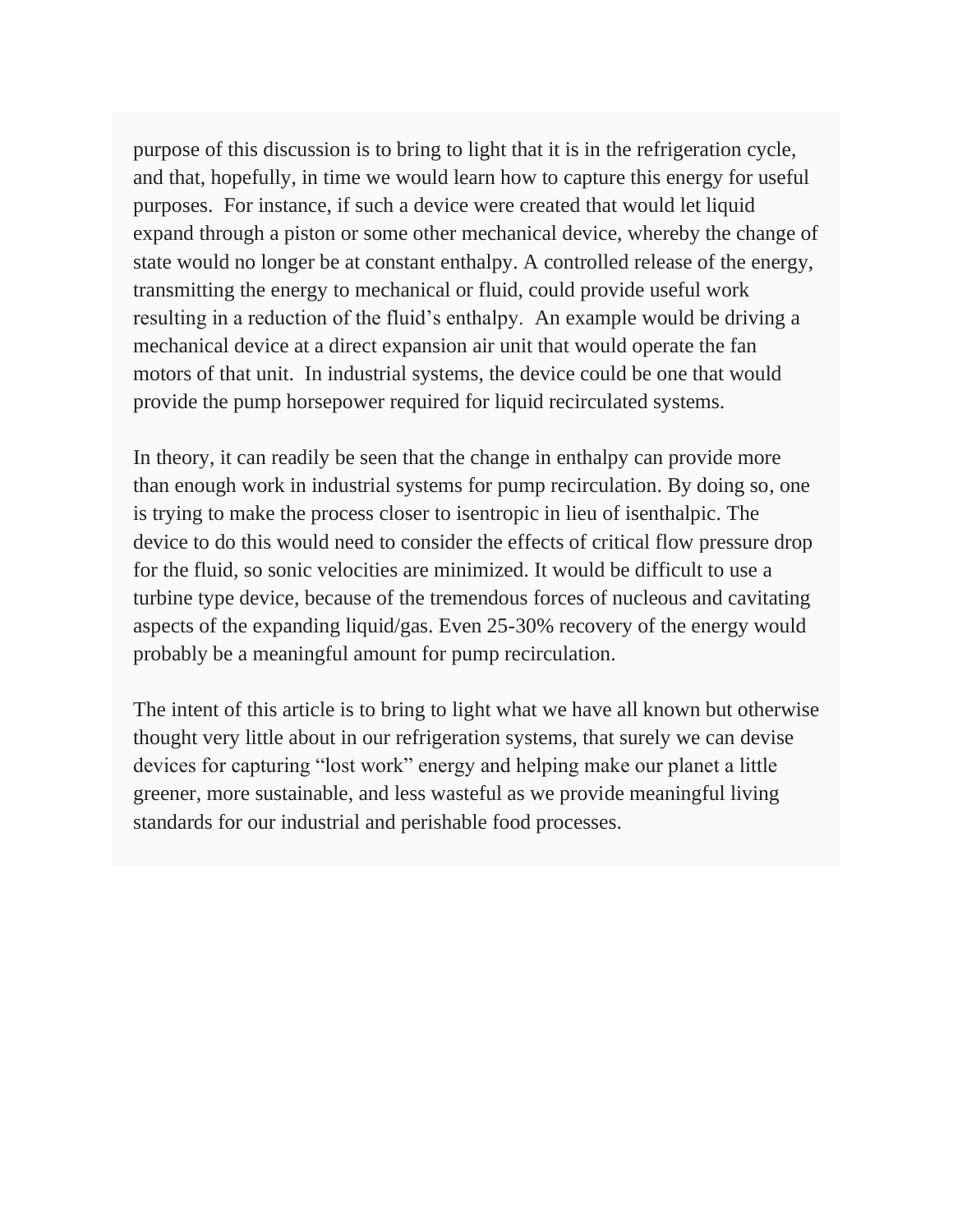purpose of this discussion is to bring to light that it is in the refrigeration cycle, and that, hopefully, in time we would learn how to capture this energy for useful purposes.  For instance, if such a device were created that would let liquid expand through a piston or some other mechanical device, whereby the change of state would no longer be at constant enthalpy. A controlled release of the energy, transmitting the energy to mechanical or fluid, could provide useful work resulting in a reduction of the fluid's enthalpy.  An example would be driving a mechanical device at a direct expansion air unit that would operate the fan motors of that unit.  In industrial systems, the device could be one that would provide the pump horsepower required for liquid recirculated systems.

In theory, it can readily be seen that the change in enthalpy can provide more than enough work in industrial systems for pump recirculation. By doing so, one is trying to make the process closer to isentropic in lieu of isenthalpic. The device to do this would need to consider the effects of critical flow pressure drop for the fluid, so sonic velocities are minimized. It would be difficult to use a turbine type device, because of the tremendous forces of nucleous and cavitating aspects of the expanding liquid/gas. Even 25-30% recovery of the energy would probably be a meaningful amount for pump recirculation.

The intent of this article is to bring to light what we have all known but otherwise thought very little about in our refrigeration systems, that surely we can devise devices for capturing "lost work" energy and helping make our planet a little greener, more sustainable, and less wasteful as we provide meaningful living standards for our industrial and perishable food processes.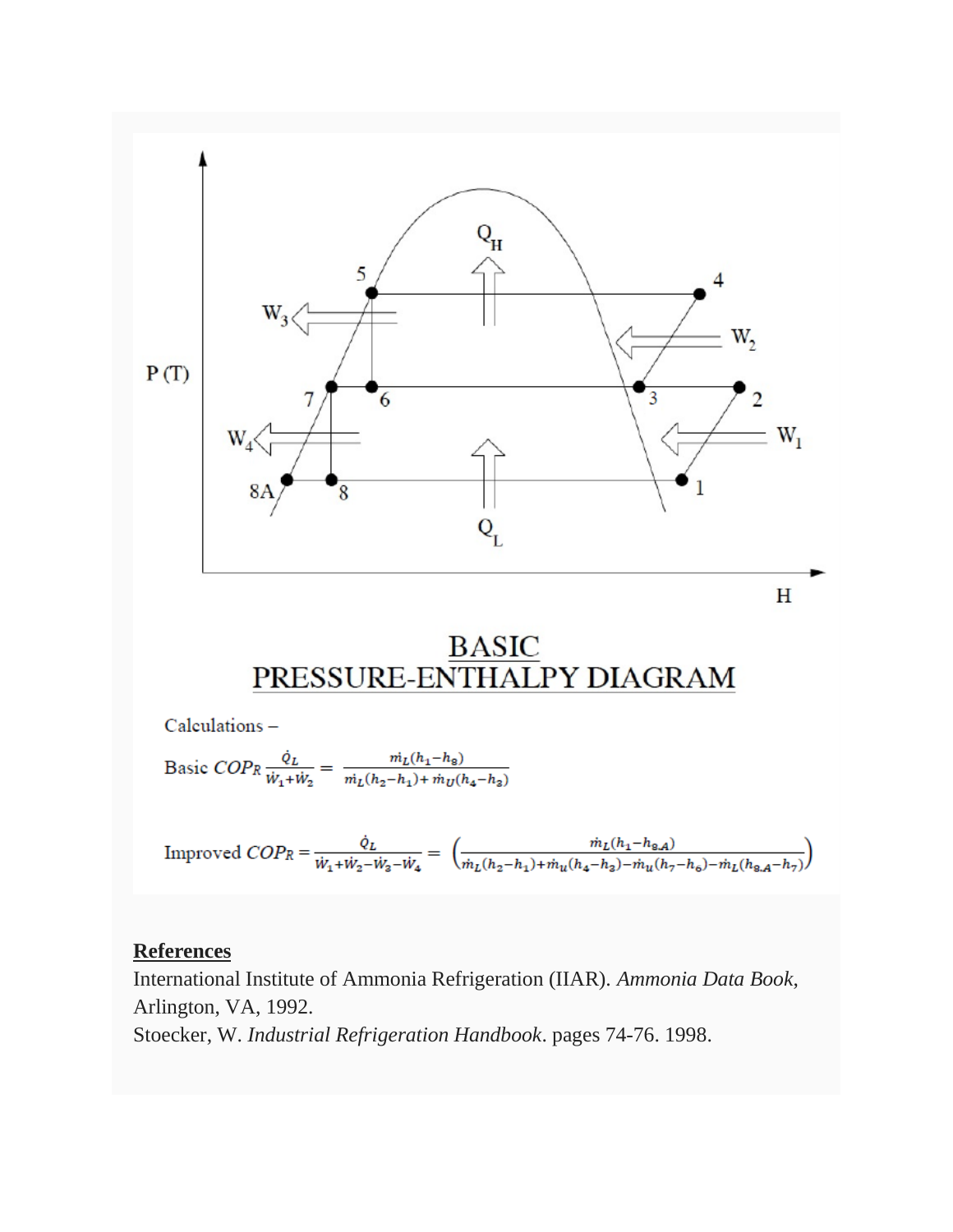## BASIC PRESSURE-ENTHALPY DIAGRAM

Calculations –

Basic $COP_R \frac{\dot{Q}_L}{\dot{W}_1+\dot{W}_2} = \frac{\dot{m}_L(h_1-h_8)}{\dot{m}_L(h_2-h_1)+\dot{m}_U(h_4-h_3)}$

Improved $COP_R = \frac{\dot{Q}_L}{\dot{W}_1+\dot{W}_2-\dot{W}_3-\dot{W}_4} = \left(\frac{\dot{m}_L(h_1-h_{8A})}{\dot{m}_L(h_2-h_1)+\dot{m}_u(h_4-h_3)-\dot{m}_u(h_7-h_6)-\dot{m}_L(h_{8A}-h_7)}\right)$

**References**

International Institute of Ammonia Refrigeration (IIAR). *Ammonia Data Book*, Arlington, VA, 1992.

Stoecker, W. *Industrial Refrigeration Handbook*. pages 74-76. 1998.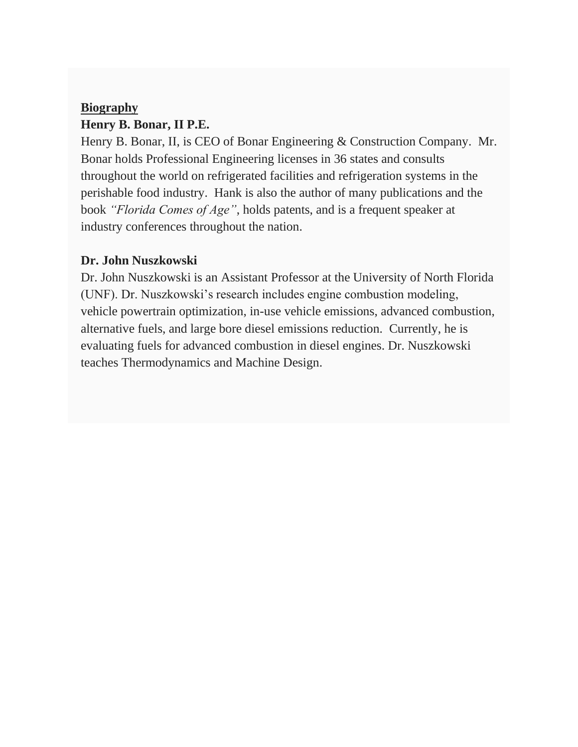**<u>Biography</u>**

**Henry B. Bonar, II P.E.**

Henry B. Bonar, II, is CEO of Bonar Engineering & Construction Company.  Mr. Bonar holds Professional Engineering licenses in 36 states and consults throughout the world on refrigerated facilities and refrigeration systems in the perishable food industry.  Hank is also the author of many publications and the book *"Florida Comes of Age"*, holds patents, and is a frequent speaker at industry conferences throughout the nation.

**Dr. John Nuszkowski**

Dr. John Nuszkowski is an Assistant Professor at the University of North Florida (UNF). Dr. Nuszkowski's research includes engine combustion modeling, vehicle powertrain optimization, in-use vehicle emissions, advanced combustion, alternative fuels, and large bore diesel emissions reduction.  Currently, he is evaluating fuels for advanced combustion in diesel engines. Dr. Nuszkowski teaches Thermodynamics and Machine Design.